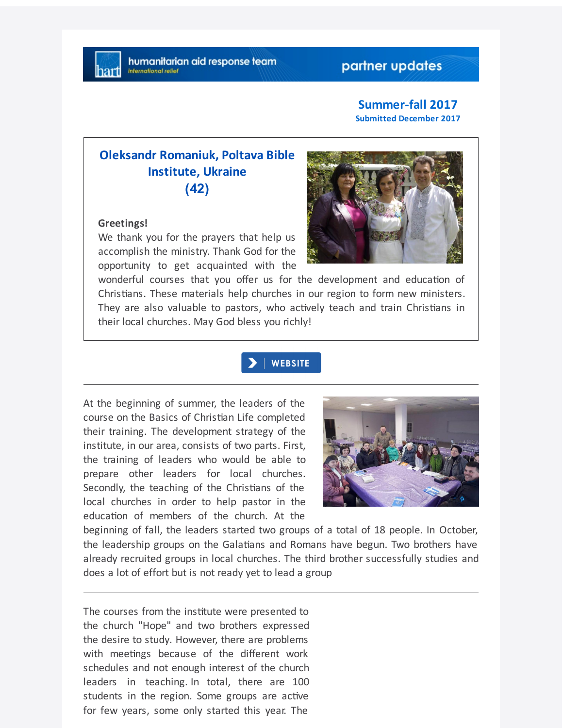humanitarian aid response team
international relief

partner updates

**Summer-fall 2017**
**Submitted December 2017**

## Oleksandr Romaniuk, Poltava Bible Institute, Ukraine (42)

**Greetings!**
We thank you for the prayers that help us accomplish the ministry. Thank God for the opportunity to get acquainted with the wonderful courses that you offer us for the development and education of Christians. These materials help churches in our region to form new ministers. They are also valuable to pastors, who actively teach and train Christians in their local churches. May God bless you richly!

WEBSITE

---

At the beginning of summer, the leaders of the course on the Basics of Christian Life completed their training. The development strategy of the institute, in our area, consists of two parts. First, the training of leaders who would be able to prepare other leaders for local churches. Secondly, the teaching of the Christians of the local churches in order to help pastor in the education of members of the church. At the beginning of fall, the leaders started two groups of a total of 18 people. In October, the leadership groups on the Galatians and Romans have begun. Two brothers have already recruited groups in local churches. The third brother successfully studies and does a lot of effort but is not ready yet to lead a group

---

The courses from the institute were presented to the church "Hope" and two brothers expressed the desire to study. However, there are problems with meetings because of the different work schedules and not enough interest of the church leaders in teaching. In total, there are 100 students in the region. Some groups are active for few years, some only started this year. The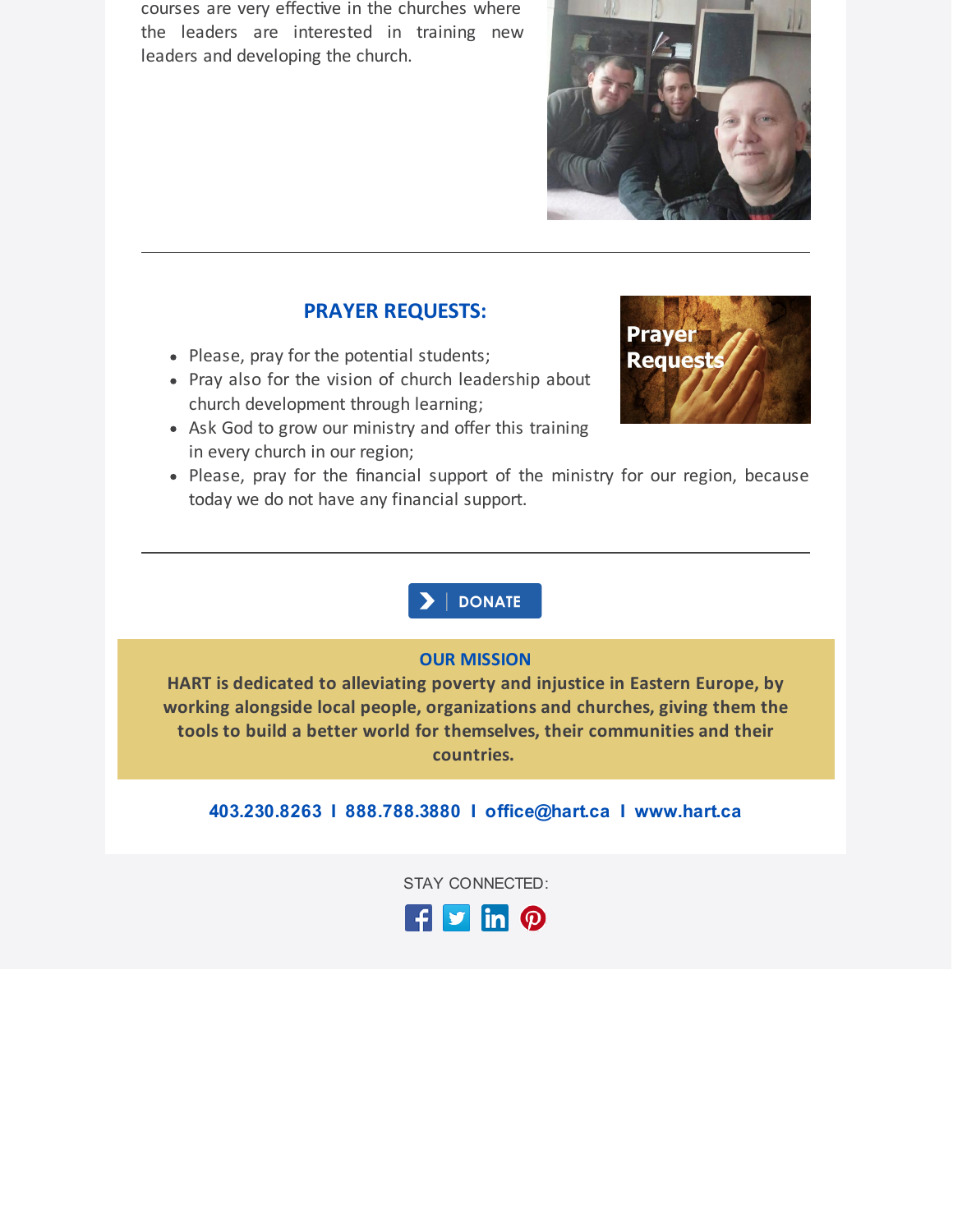courses are very effective in the churches where the leaders are interested in training new leaders and developing the church.

---

## PRAYER REQUESTS:

- Please, pray for the potential students;
- Pray also for the vision of church leadership about church development through learning;
- Ask God to grow our ministry and offer this training in every church in our region;
- Please, pray for the financial support of the ministry for our region, because today we do not have any financial support.

---

DONATE

**OUR MISSION**

**HART is dedicated to alleviating poverty and injustice in Eastern Europe, by working alongside local people, organizations and churches, giving them the tools to build a better world for themselves, their communities and their countries.**

**403.230.8263 I 888.788.3880 I office@hart.ca I www.hart.ca**

STAY CONNECTED: